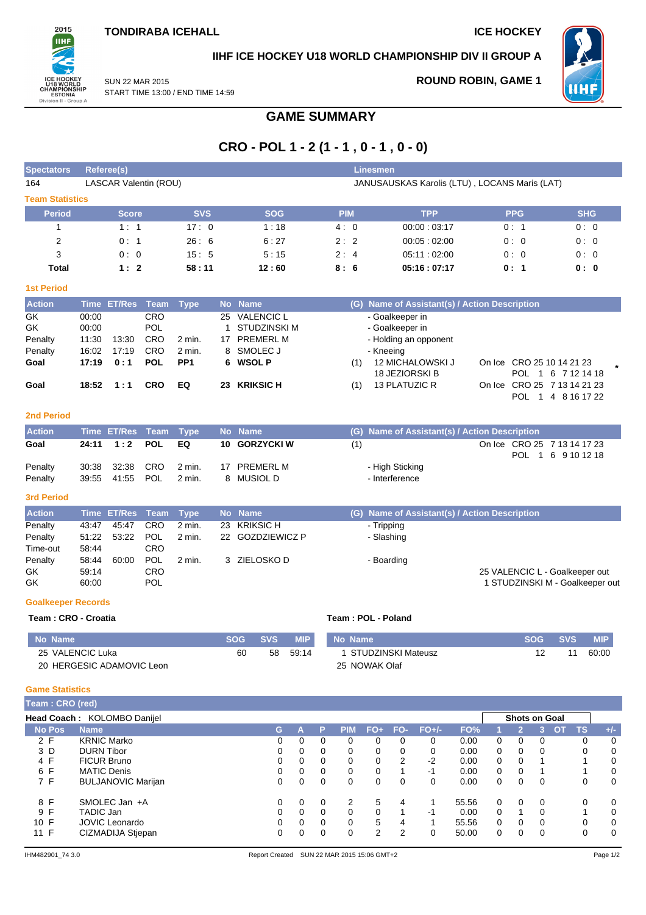**TONDIRABA ICEHALL** — **ICE HOCKEY**

**IIHF ICE HOCKEY U18 WORLD CHAMPIONSHIP DIV II GROUP A**

SUN 22 MAR 2015
START TIME 13:00 / END TIME 14:59

**ROUND ROBIN, GAME 1**

# GAME SUMMARY

## CRO - POL 1 - 2 (1 - 1 , 0 - 1 , 0 - 0)

| Spectators | Referee(s) | Linesmen |
|---|---|---|
| 164 | LASCAR Valentin (ROU) | JANUSAUSKAS Karolis (LTU) , LOCANS Maris (LAT) |

### Team Statistics

| Period | Score | SVS | SOG | PIM | TPP | PPG | SHG |
|---|---|---|---|---|---|---|---|
| 1 | 1 : 1 | 17 : 0 | 1 : 18 | 4 : 0 | 00:00 : 03:17 | 0 : 1 | 0 : 0 |
| 2 | 0 : 1 | 26 : 6 | 6 : 27 | 2 : 2 | 00:05 : 02:00 | 0 : 0 | 0 : 0 |
| 3 | 0 : 0 | 15 : 5 | 5 : 15 | 2 : 4 | 05:11 : 02:00 | 0 : 0 | 0 : 0 |
| **Total** | **1 : 2** | **58 : 11** | **12 : 60** | **8 : 6** | **05:16 : 07:17** | **0 : 1** | **0 : 0** |

### 1st Period

| Action | Time | ET/Res | Team | Type | No | Name | (G) | Name of Assistant(s) / Action Description | |
|---|---|---|---|---|---|---|---|---|---|
| GK | 00:00 | | CRO | | 25 | VALENCIC L | | - Goalkeeper in | |
| GK | 00:00 | | POL | | 1 | STUDZINSKI M | | - Goalkeeper in | |
| Penalty | 11:30 | 13:30 | CRO | 2 min. | 17 | PREMERL M | | - Holding an opponent | |
| Penalty | 16:02 | 17:19 | CRO | 2 min. | 8 | SMOLEC J | | - Kneeing | |
| **Goal** | **17:19** | **0 : 1** | **POL** | **PP1** | **6** | **WSOL P** | (1) | 12 MICHALOWSKI J<br>18 JEZIORSKI B | On Ice CRO 25 10 14 21 23<br>POL 1 6 7 12 14 18 * |
| **Goal** | **18:52** | **1 : 1** | **CRO** | **EQ** | **23** | **KRIKSIC H** | (1) | 13 PLATUZIC R | On Ice CRO 25 7 13 14 21 23<br>POL 1 4 8 16 17 22 |

### 2nd Period

| Action | Time | ET/Res | Team | Type | No | Name | (G) | Name of Assistant(s) / Action Description | |
|---|---|---|---|---|---|---|---|---|---|
| **Goal** | **24:11** | **1 : 2** | **POL** | **EQ** | **10** | **GORZYCKI W** | (1) | | On Ice CRO 25 7 13 14 17 23<br>POL 1 6 9 10 12 18 |
| Penalty | 30:38 | 32:38 | CRO | 2 min. | 17 | PREMERL M | | - High Sticking | |
| Penalty | 39:55 | 41:55 | POL | 2 min. | 8 | MUSIOL D | | - Interference | |

### 3rd Period

| Action | Time | ET/Res | Team | Type | No | Name | (G) | Name of Assistant(s) / Action Description | |
|---|---|---|---|---|---|---|---|---|---|
| Penalty | 43:47 | 45:47 | CRO | 2 min. | 23 | KRIKSIC H | | - Tripping | |
| Penalty | 51:22 | 53:22 | POL | 2 min. | 22 | GOZDZIEWICZ P | | - Slashing | |
| Time-out | 58:44 | | CRO | | | | | | |
| Penalty | 58:44 | 60:00 | POL | 2 min. | 3 | ZIELOSKO D | | - Boarding | |
| GK | 59:14 | | CRO | | | | | | 25 VALENCIC L - Goalkeeper out |
| GK | 60:00 | | POL | | | | | | 1 STUDZINSKI M - Goalkeeper out |

### Goalkeeper Records

**Team : CRO - Croatia**

| No | Name | SOG | SVS | MIP |
|---|---|---|---|---|
| 25 | VALENCIC Luka | 60 | 58 | 59:14 |
| 20 | HERGESIC ADAMOVIC Leon | | | |

**Team : POL - Poland**

| No | Name | SOG | SVS | MIP |
|---|---|---|---|---|
| 1 | STUDZINSKI Mateusz | 12 | 11 | 60:00 |
| 25 | NOWAK Olaf | | | |

### Game Statistics

**Team : CRO (red)**

**Head Coach :** KOLOMBO Danijel

| No | Pos | Name | G | A | P | PIM | FO+ | FO- | FO+/- | FO% | SOG 1 | SOG 2 | SOG 3 | SOG OT | SOG TS | +/- |
|---|---|---|---|---|---|---|---|---|---|---|---|---|---|---|---|---|
| 2 | F | KRNIC Marko | 0 | 0 | 0 | 0 | 0 | 0 | 0 | 0.00 | 0 | 0 | 0 | | 0 | 0 |
| 3 | D | DURN Tibor | 0 | 0 | 0 | 0 | 0 | 0 | 0 | 0.00 | 0 | 0 | 0 | | 0 | 0 |
| 4 | F | FICUR Bruno | 0 | 0 | 0 | 0 | 0 | 2 | -2 | 0.00 | 0 | 0 | 1 | | 1 | 0 |
| 6 | F | MATIC Denis | 0 | 0 | 0 | 0 | 0 | 1 | -1 | 0.00 | 0 | 0 | 1 | | 1 | 0 |
| 7 | F | BULJANOVIC Marijan | 0 | 0 | 0 | 0 | 0 | 0 | 0 | 0.00 | 0 | 0 | 0 | | 0 | 0 |
| 8 | F | SMOLEC Jan +A | 0 | 0 | 0 | 2 | 5 | 4 | 1 | 55.56 | 0 | 0 | 0 | | 0 | 0 |
| 9 | F | TADIC Jan | 0 | 0 | 0 | 0 | 0 | 1 | -1 | 0.00 | 0 | 1 | 0 | | 1 | 0 |
| 10 | F | JOVIC Leonardo | 0 | 0 | 0 | 0 | 5 | 4 | 1 | 55.56 | 0 | 0 | 0 | | 0 | 0 |
| 11 | F | CIZMADIJA Stjepan | 0 | 0 | 0 | 0 | 2 | 2 | 0 | 50.00 | 0 | 0 | 0 | | 0 | 0 |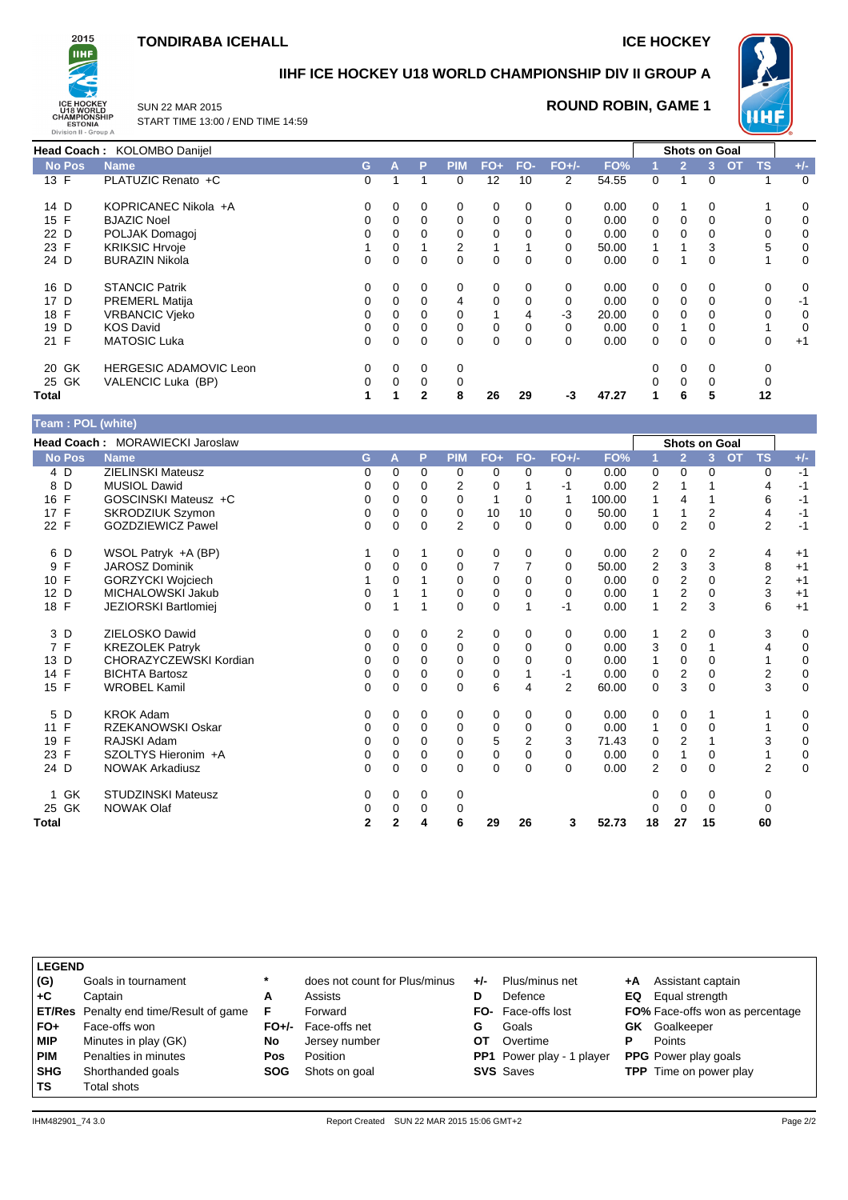**TONDIRABA ICEHALL** — **ICE HOCKEY**

# IIHF ICE HOCKEY U18 WORLD CHAMPIONSHIP DIV II GROUP A

SUN 22 MAR 2015
START TIME 13:00 / END TIME 14:59

**ROUND ROBIN, GAME 1**

**Head Coach :** KOLOMBO Danijel

| No | Pos | Name | G | A | P | PIM | FO+ | FO- | FO+/- | FO% | Shots on Goal 1 | 2 | 3 | OT | TS | +/- |
|---|---|---|---|---|---|---|---|---|---|---|---|---|---|---|---|---|
| 13 | F | PLATUZIC Renato +C | 0 | 1 | 1 | 0 | 12 | 10 | 2 | 54.55 | 0 | 1 | 0 | | 1 | 0 |
| 14 | D | KOPRICANEC Nikola +A | 0 | 0 | 0 | 0 | 0 | 0 | 0 | 0.00 | 0 | 1 | 0 | | 1 | 0 |
| 15 | F | BJAZIC Noel | 0 | 0 | 0 | 0 | 0 | 0 | 0 | 0.00 | 0 | 0 | 0 | | 0 | 0 |
| 22 | D | POLJAK Domagoj | 0 | 0 | 0 | 0 | 0 | 0 | 0 | 0.00 | 0 | 0 | 0 | | 0 | 0 |
| 23 | F | KRIKSIC Hrvoje | 1 | 0 | 1 | 2 | 1 | 1 | 0 | 50.00 | 1 | 1 | 3 | | 5 | 0 |
| 24 | D | BURAZIN Nikola | 0 | 0 | 0 | 0 | 0 | 0 | 0 | 0.00 | 0 | 1 | 0 | | 1 | 0 |
| 16 | D | STANCIC Patrik | 0 | 0 | 0 | 0 | 0 | 0 | 0 | 0.00 | 0 | 0 | 0 | | 0 | 0 |
| 17 | D | PREMERL Matija | 0 | 0 | 0 | 4 | 0 | 0 | 0 | 0.00 | 0 | 0 | 0 | | 0 | -1 |
| 18 | F | VRBANCIC Vjeko | 0 | 0 | 0 | 0 | 1 | 4 | -3 | 20.00 | 0 | 0 | 0 | | 0 | 0 |
| 19 | D | KOS David | 0 | 0 | 0 | 0 | 0 | 0 | 0 | 0.00 | 0 | 1 | 0 | | 1 | 0 |
| 21 | F | MATOSIC Luka | 0 | 0 | 0 | 0 | 0 | 0 | 0 | 0.00 | 0 | 0 | 0 | | 0 | +1 |
| 20 | GK | HERGESIC ADAMOVIC Leon | 0 | 0 | 0 | 0 | | | | | 0 | 0 | 0 | | 0 | |
| 25 | GK | VALENCIC Luka (BP) | 0 | 0 | 0 | 0 | | | | | 0 | 0 | 0 | | 0 | |
| **Total** | | | **1** | **1** | **2** | **8** | **26** | **29** | **-3** | **47.27** | **1** | **6** | **5** | | **12** | |

**Team : POL (white)**

**Head Coach :** MORAWIECKI Jaroslaw

| No | Pos | Name | G | A | P | PIM | FO+ | FO- | FO+/- | FO% | Shots on Goal 1 | 2 | 3 | OT | TS | +/- |
|---|---|---|---|---|---|---|---|---|---|---|---|---|---|---|---|---|
| 4 | D | ZIELINSKI Mateusz | 0 | 0 | 0 | 0 | 0 | 0 | 0 | 0.00 | 0 | 0 | 0 | | 0 | -1 |
| 8 | D | MUSIOL Dawid | 0 | 0 | 0 | 2 | 0 | 1 | -1 | 0.00 | 2 | 1 | 1 | | 4 | -1 |
| 16 | F | GOSCINSKI Mateusz +C | 0 | 0 | 0 | 0 | 1 | 0 | 1 | 100.00 | 1 | 4 | 1 | | 6 | -1 |
| 17 | F | SKRODZIUK Szymon | 0 | 0 | 0 | 0 | 10 | 10 | 0 | 50.00 | 1 | 1 | 2 | | 4 | -1 |
| 22 | F | GOZDZIEWICZ Pawel | 0 | 0 | 0 | 2 | 0 | 0 | 0 | 0.00 | 0 | 2 | 0 | | 2 | -1 |
| 6 | D | WSOL Patryk +A (BP) | 1 | 0 | 1 | 0 | 0 | 0 | 0 | 0.00 | 2 | 0 | 2 | | 4 | +1 |
| 9 | F | JAROSZ Dominik | 0 | 0 | 0 | 0 | 7 | 7 | 0 | 50.00 | 2 | 3 | 3 | | 8 | +1 |
| 10 | F | GORZYCKI Wojciech | 1 | 0 | 1 | 0 | 0 | 0 | 0 | 0.00 | 0 | 2 | 0 | | 2 | +1 |
| 12 | D | MICHALOWSKI Jakub | 0 | 1 | 1 | 0 | 0 | 0 | 0 | 0.00 | 1 | 2 | 0 | | 3 | +1 |
| 18 | F | JEZIORSKI Bartlomiej | 0 | 1 | 1 | 0 | 0 | 1 | -1 | 0.00 | 1 | 2 | 3 | | 6 | +1 |
| 3 | D | ZIELOSKO Dawid | 0 | 0 | 0 | 2 | 0 | 0 | 0 | 0.00 | 1 | 2 | 0 | | 3 | 0 |
| 7 | F | KREZOLEK Patryk | 0 | 0 | 0 | 0 | 0 | 0 | 0 | 0.00 | 3 | 0 | 1 | | 4 | 0 |
| 13 | D | CHORAZYCZEWSKI Kordian | 0 | 0 | 0 | 0 | 0 | 0 | 0 | 0.00 | 1 | 0 | 0 | | 1 | 0 |
| 14 | F | BICHTA Bartosz | 0 | 0 | 0 | 0 | 0 | 1 | -1 | 0.00 | 0 | 2 | 0 | | 2 | 0 |
| 15 | F | WROBEL Kamil | 0 | 0 | 0 | 0 | 6 | 4 | 2 | 60.00 | 0 | 3 | 0 | | 3 | 0 |
| 5 | D | KROK Adam | 0 | 0 | 0 | 0 | 0 | 0 | 0 | 0.00 | 0 | 0 | 1 | | 1 | 0 |
| 11 | F | RZEKANOWSKI Oskar | 0 | 0 | 0 | 0 | 0 | 0 | 0 | 0.00 | 1 | 0 | 0 | | 1 | 0 |
| 19 | F | RAJSKI Adam | 0 | 0 | 0 | 0 | 5 | 2 | 3 | 71.43 | 0 | 2 | 1 | | 3 | 0 |
| 23 | F | SZOLTYS Hieronim +A | 0 | 0 | 0 | 0 | 0 | 0 | 0 | 0.00 | 0 | 1 | 0 | | 1 | 0 |
| 24 | D | NOWAK Arkadiusz | 0 | 0 | 0 | 0 | 0 | 0 | 0 | 0.00 | 2 | 0 | 0 | | 2 | 0 |
| 1 | GK | STUDZINSKI Mateusz | 0 | 0 | 0 | 0 | | | | | 0 | 0 | 0 | | 0 | |
| 25 | GK | NOWAK Olaf | 0 | 0 | 0 | 0 | | | | | 0 | 0 | 0 | | 0 | |
| **Total** | | | **2** | **2** | **4** | **6** | **29** | **26** | **3** | **52.73** | **18** | **27** | **15** | | **60** | |

**LEGEND**

| | | | | | | | |
|---|---|---|---|---|---|---|---|
| **(G)** | Goals in tournament | **\*** | does not count for Plus/minus | **+/-** | Plus/minus net | **+A** | Assistant captain |
| **+C** | Captain | **A** | Assists | **D** | Defence | **EQ** | Equal strength |
| **ET/Res** | Penalty end time/Result of game | **F** | Forward | **FO-** | Face-offs lost | **FO%** | Face-offs won as percentage |
| **FO+** | Face-offs won | **FO+/-** | Face-offs net | **G** | Goals | **GK** | Goalkeeper |
| **MIP** | Minutes in play (GK) | **No** | Jersey number | **OT** | Overtime | **P** | Points |
| **PIM** | Penalties in minutes | **Pos** | Position | **PP1** | Power play - 1 player | **PPG** | Power play goals |
| **SHG** | Shorthanded goals | **SOG** | Shots on goal | **SVS** | Saves | **TPP** | Time on power play |
| **TS** | Total shots | | | | | | |

IHM482901_74 3.0 — Report Created SUN 22 MAR 2015 15:06 GMT+2